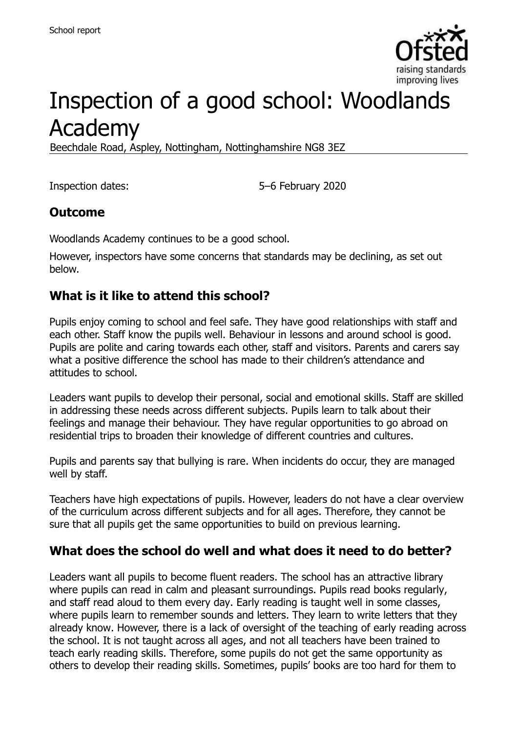School report

# Inspection of a good school: Woodlands Academy

Beechdale Road, Aspley, Nottingham, Nottinghamshire NG8 3EZ

Inspection dates: 5–6 February 2020

## Outcome

Woodlands Academy continues to be a good school.

However, inspectors have some concerns that standards may be declining, as set out below.

## What is it like to attend this school?

Pupils enjoy coming to school and feel safe. They have good relationships with staff and each other. Staff know the pupils well. Behaviour in lessons and around school is good. Pupils are polite and caring towards each other, staff and visitors. Parents and carers say what a positive difference the school has made to their children's attendance and attitudes to school.

Leaders want pupils to develop their personal, social and emotional skills. Staff are skilled in addressing these needs across different subjects. Pupils learn to talk about their feelings and manage their behaviour. They have regular opportunities to go abroad on residential trips to broaden their knowledge of different countries and cultures.

Pupils and parents say that bullying is rare. When incidents do occur, they are managed well by staff.

Teachers have high expectations of pupils. However, leaders do not have a clear overview of the curriculum across different subjects and for all ages. Therefore, they cannot be sure that all pupils get the same opportunities to build on previous learning.

## What does the school do well and what does it need to do better?

Leaders want all pupils to become fluent readers. The school has an attractive library where pupils can read in calm and pleasant surroundings. Pupils read books regularly, and staff read aloud to them every day. Early reading is taught well in some classes, where pupils learn to remember sounds and letters. They learn to write letters that they already know. However, there is a lack of oversight of the teaching of early reading across the school. It is not taught across all ages, and not all teachers have been trained to teach early reading skills. Therefore, some pupils do not get the same opportunity as others to develop their reading skills. Sometimes, pupils' books are too hard for them to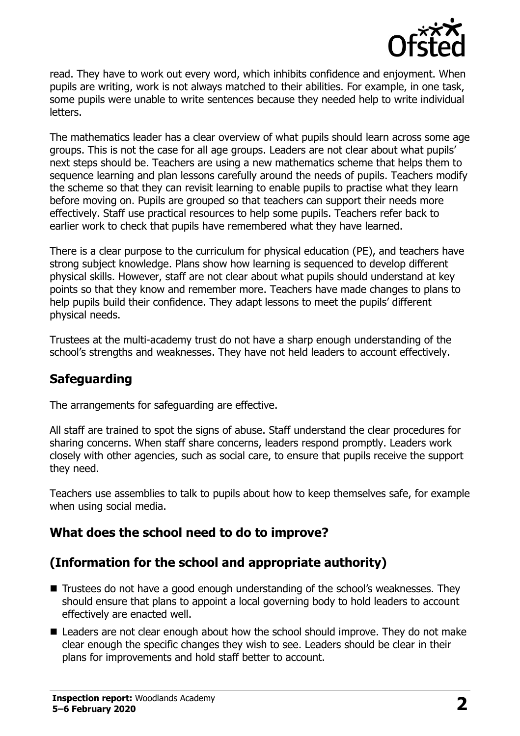read. They have to work out every word, which inhibits confidence and enjoyment. When pupils are writing, work is not always matched to their abilities. For example, in one task, some pupils were unable to write sentences because they needed help to write individual letters.

The mathematics leader has a clear overview of what pupils should learn across some age groups. This is not the case for all age groups. Leaders are not clear about what pupils' next steps should be. Teachers are using a new mathematics scheme that helps them to sequence learning and plan lessons carefully around the needs of pupils. Teachers modify the scheme so that they can revisit learning to enable pupils to practise what they learn before moving on. Pupils are grouped so that teachers can support their needs more effectively. Staff use practical resources to help some pupils. Teachers refer back to earlier work to check that pupils have remembered what they have learned.

There is a clear purpose to the curriculum for physical education (PE), and teachers have strong subject knowledge. Plans show how learning is sequenced to develop different physical skills. However, staff are not clear about what pupils should understand at key points so that they know and remember more. Teachers have made changes to plans to help pupils build their confidence. They adapt lessons to meet the pupils' different physical needs.

Trustees at the multi-academy trust do not have a sharp enough understanding of the school's strengths and weaknesses. They have not held leaders to account effectively.

## Safeguarding

The arrangements for safeguarding are effective.

All staff are trained to spot the signs of abuse. Staff understand the clear procedures for sharing concerns. When staff share concerns, leaders respond promptly. Leaders work closely with other agencies, such as social care, to ensure that pupils receive the support they need.

Teachers use assemblies to talk to pupils about how to keep themselves safe, for example when using social media.

## What does the school need to do to improve?

## (Information for the school and appropriate authority)

- Trustees do not have a good enough understanding of the school's weaknesses. They should ensure that plans to appoint a local governing body to hold leaders to account effectively are enacted well.
- Leaders are not clear enough about how the school should improve. They do not make clear enough the specific changes they wish to see. Leaders should be clear in their plans for improvements and hold staff better to account.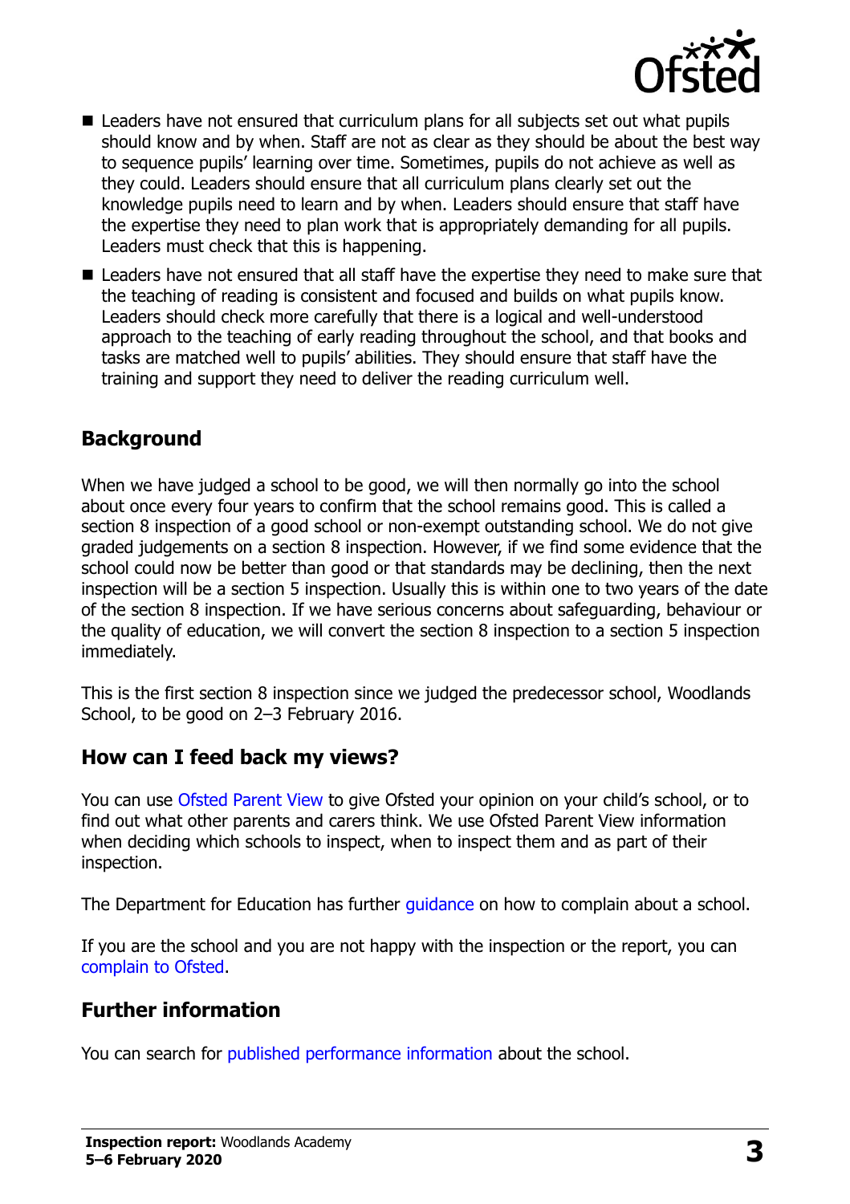- Leaders have not ensured that curriculum plans for all subjects set out what pupils should know and by when. Staff are not as clear as they should be about the best way to sequence pupils' learning over time. Sometimes, pupils do not achieve as well as they could. Leaders should ensure that all curriculum plans clearly set out the knowledge pupils need to learn and by when. Leaders should ensure that staff have the expertise they need to plan work that is appropriately demanding for all pupils. Leaders must check that this is happening.
- Leaders have not ensured that all staff have the expertise they need to make sure that the teaching of reading is consistent and focused and builds on what pupils know. Leaders should check more carefully that there is a logical and well-understood approach to the teaching of early reading throughout the school, and that books and tasks are matched well to pupils' abilities. They should ensure that staff have the training and support they need to deliver the reading curriculum well.

## Background

When we have judged a school to be good, we will then normally go into the school about once every four years to confirm that the school remains good. This is called a section 8 inspection of a good school or non-exempt outstanding school. We do not give graded judgements on a section 8 inspection. However, if we find some evidence that the school could now be better than good or that standards may be declining, then the next inspection will be a section 5 inspection. Usually this is within one to two years of the date of the section 8 inspection. If we have serious concerns about safeguarding, behaviour or the quality of education, we will convert the section 8 inspection to a section 5 inspection immediately.

This is the first section 8 inspection since we judged the predecessor school, Woodlands School, to be good on 2–3 February 2016.

## How can I feed back my views?

You can use Ofsted Parent View to give Ofsted your opinion on your child's school, or to find out what other parents and carers think. We use Ofsted Parent View information when deciding which schools to inspect, when to inspect them and as part of their inspection.

The Department for Education has further guidance on how to complain about a school.

If you are the school and you are not happy with the inspection or the report, you can complain to Ofsted.

## Further information

You can search for published performance information about the school.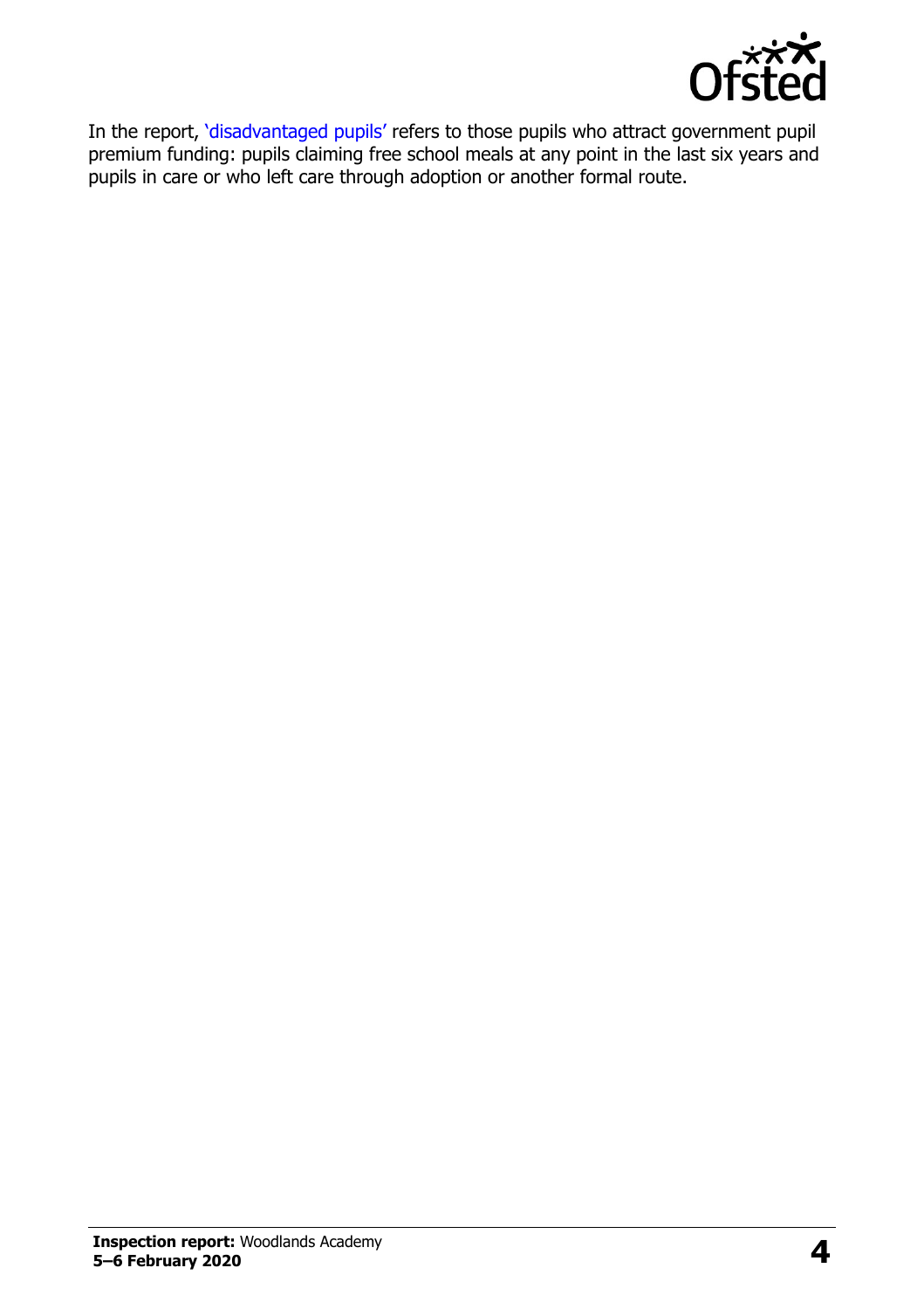In the report, 'disadvantaged pupils' refers to those pupils who attract government pupil premium funding: pupils claiming free school meals at any point in the last six years and pupils in care or who left care through adoption or another formal route.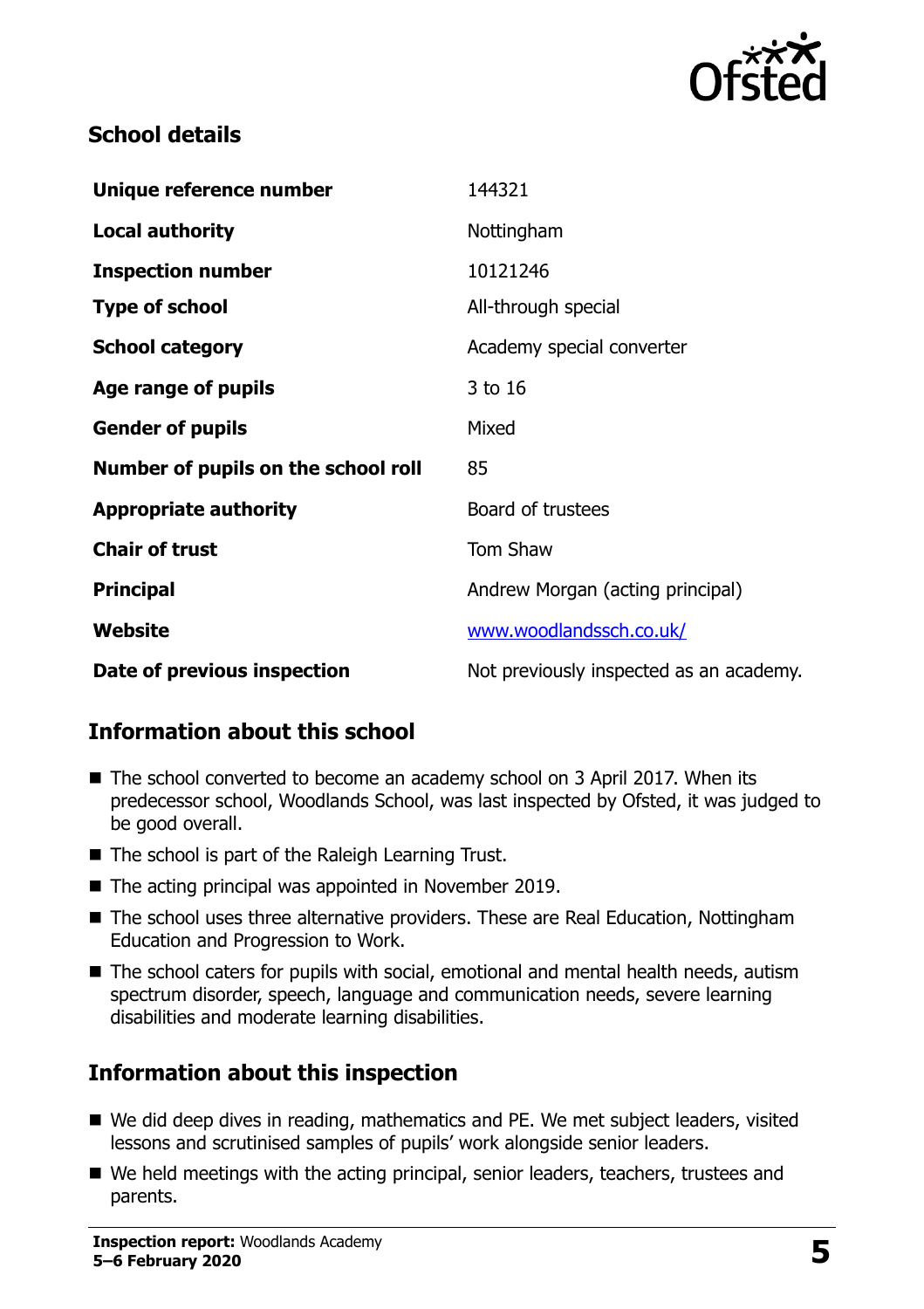## School details

| | |
|---|---|
| **Unique reference number** | 144321 |
| **Local authority** | Nottingham |
| **Inspection number** | 10121246 |
| **Type of school** | All-through special |
| **School category** | Academy special converter |
| **Age range of pupils** | 3 to 16 |
| **Gender of pupils** | Mixed |
| **Number of pupils on the school roll** | 85 |
| **Appropriate authority** | Board of trustees |
| **Chair of trust** | Tom Shaw |
| **Principal** | Andrew Morgan (acting principal) |
| **Website** | www.woodlandssch.co.uk/ |
| **Date of previous inspection** | Not previously inspected as an academy. |

## Information about this school

- The school converted to become an academy school on 3 April 2017. When its predecessor school, Woodlands School, was last inspected by Ofsted, it was judged to be good overall.
- The school is part of the Raleigh Learning Trust.
- The acting principal was appointed in November 2019.
- The school uses three alternative providers. These are Real Education, Nottingham Education and Progression to Work.
- The school caters for pupils with social, emotional and mental health needs, autism spectrum disorder, speech, language and communication needs, severe learning disabilities and moderate learning disabilities.

## Information about this inspection

- We did deep dives in reading, mathematics and PE. We met subject leaders, visited lessons and scrutinised samples of pupils' work alongside senior leaders.
- We held meetings with the acting principal, senior leaders, teachers, trustees and parents.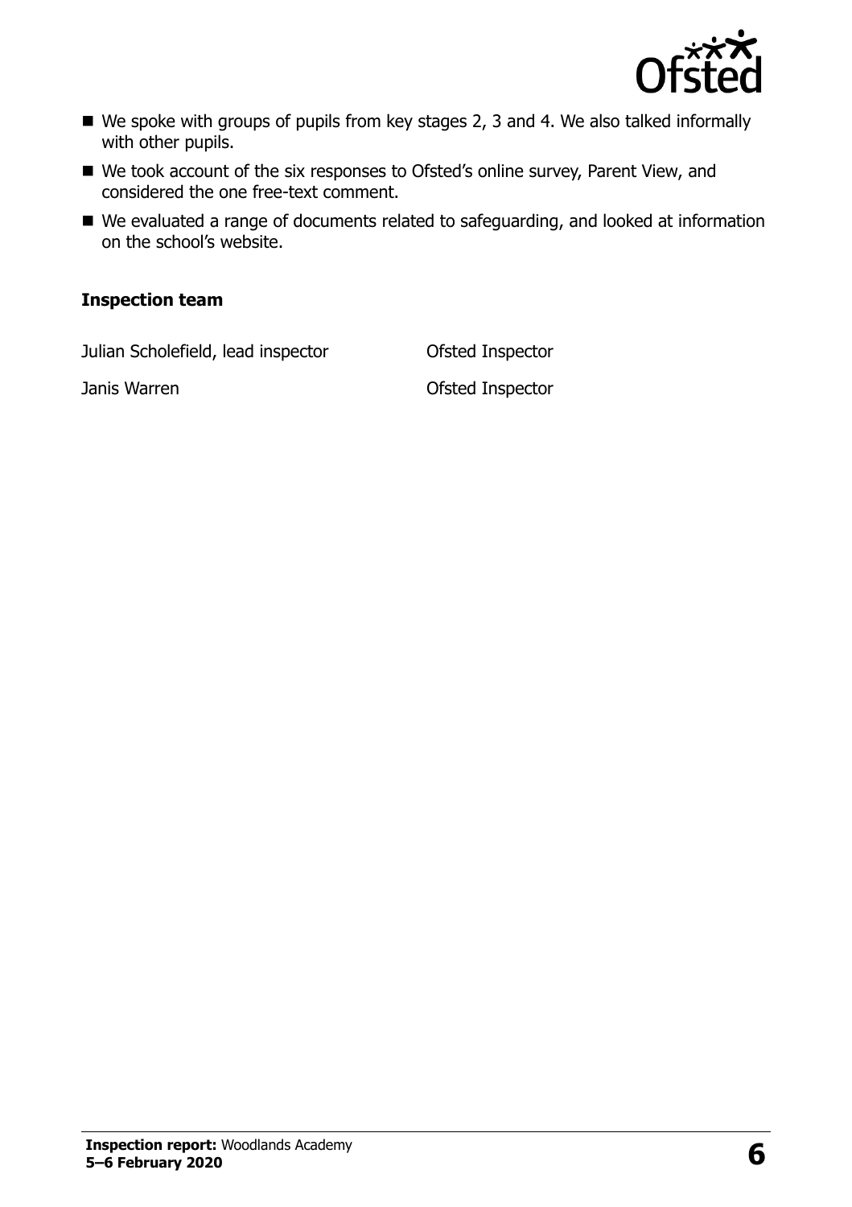- We spoke with groups of pupils from key stages 2, 3 and 4. We also talked informally with other pupils.
- We took account of the six responses to Ofsted's online survey, Parent View, and considered the one free-text comment.
- We evaluated a range of documents related to safeguarding, and looked at information on the school's website.

### Inspection team

| | |
|---|---|
| Julian Scholefield, lead inspector | Ofsted Inspector |
| Janis Warren | Ofsted Inspector |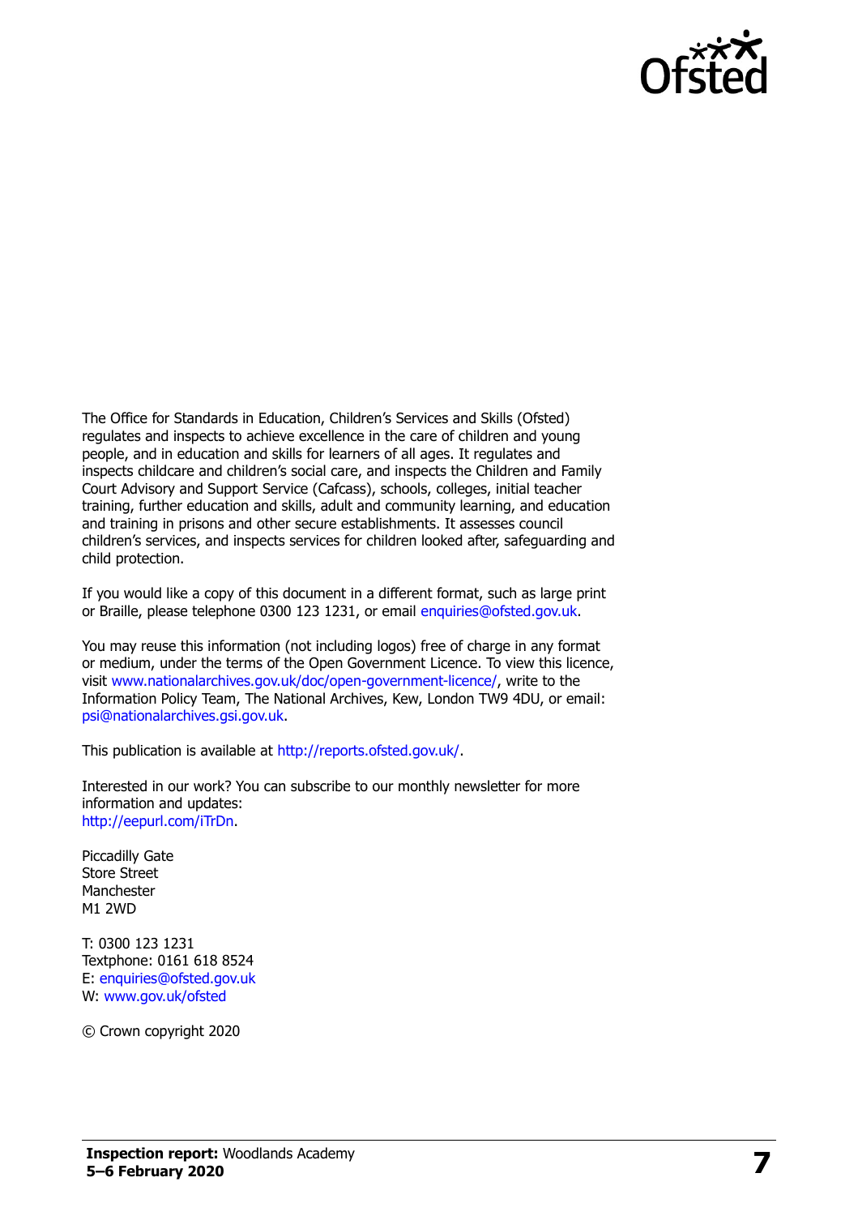The Office for Standards in Education, Children's Services and Skills (Ofsted) regulates and inspects to achieve excellence in the care of children and young people, and in education and skills for learners of all ages. It regulates and inspects childcare and children's social care, and inspects the Children and Family Court Advisory and Support Service (Cafcass), schools, colleges, initial teacher training, further education and skills, adult and community learning, and education and training in prisons and other secure establishments. It assesses council children's services, and inspects services for children looked after, safeguarding and child protection.

If you would like a copy of this document in a different format, such as large print or Braille, please telephone 0300 123 1231, or email enquiries@ofsted.gov.uk.

You may reuse this information (not including logos) free of charge in any format or medium, under the terms of the Open Government Licence. To view this licence, visit www.nationalarchives.gov.uk/doc/open-government-licence/, write to the Information Policy Team, The National Archives, Kew, London TW9 4DU, or email: psi@nationalarchives.gsi.gov.uk.

This publication is available at http://reports.ofsted.gov.uk/.

Interested in our work? You can subscribe to our monthly newsletter for more information and updates:
http://eepurl.com/iTrDn.

Piccadilly Gate
Store Street
Manchester
M1 2WD

T: 0300 123 1231
Textphone: 0161 618 8524
E: enquiries@ofsted.gov.uk
W: www.gov.uk/ofsted

© Crown copyright 2020